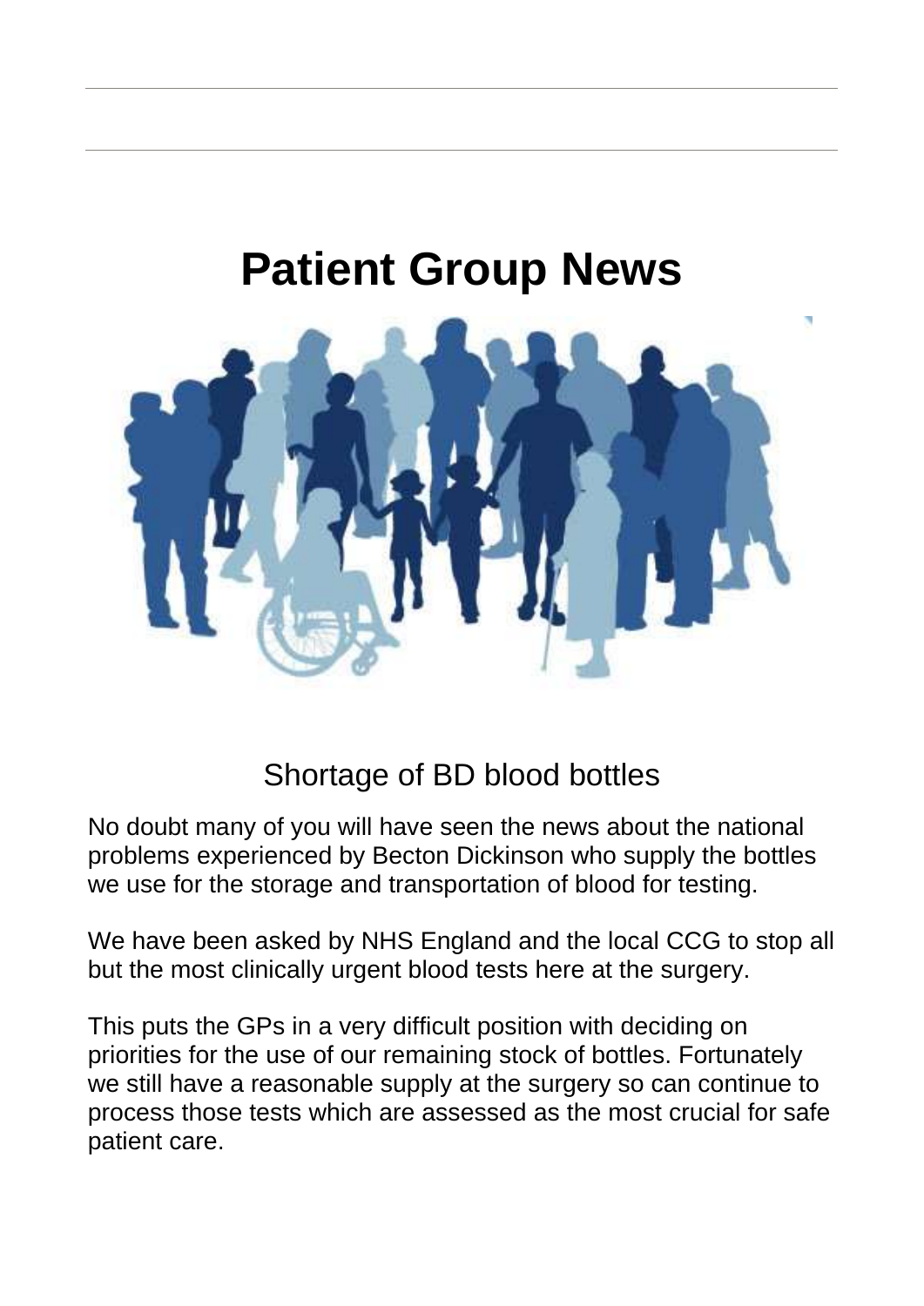# Patient Group News

## Shortage of BD blood bottles

No doubt many of you will have seen the news about the national problems experienced by Becton Dickinson who supply the bottles we use for the storage and transportation of blood for testing.

We have been asked by NHS England and the local CCG to stop all but the most clinically urgent blood tests here at the surgery.

This puts the GPs in a very difficult position with deciding on priorities for the use of our remaining stock of bottles. Fortunately we still have a reasonable supply at the surgery so can continue to process those tests which are assessed as the most crucial for safe patient care.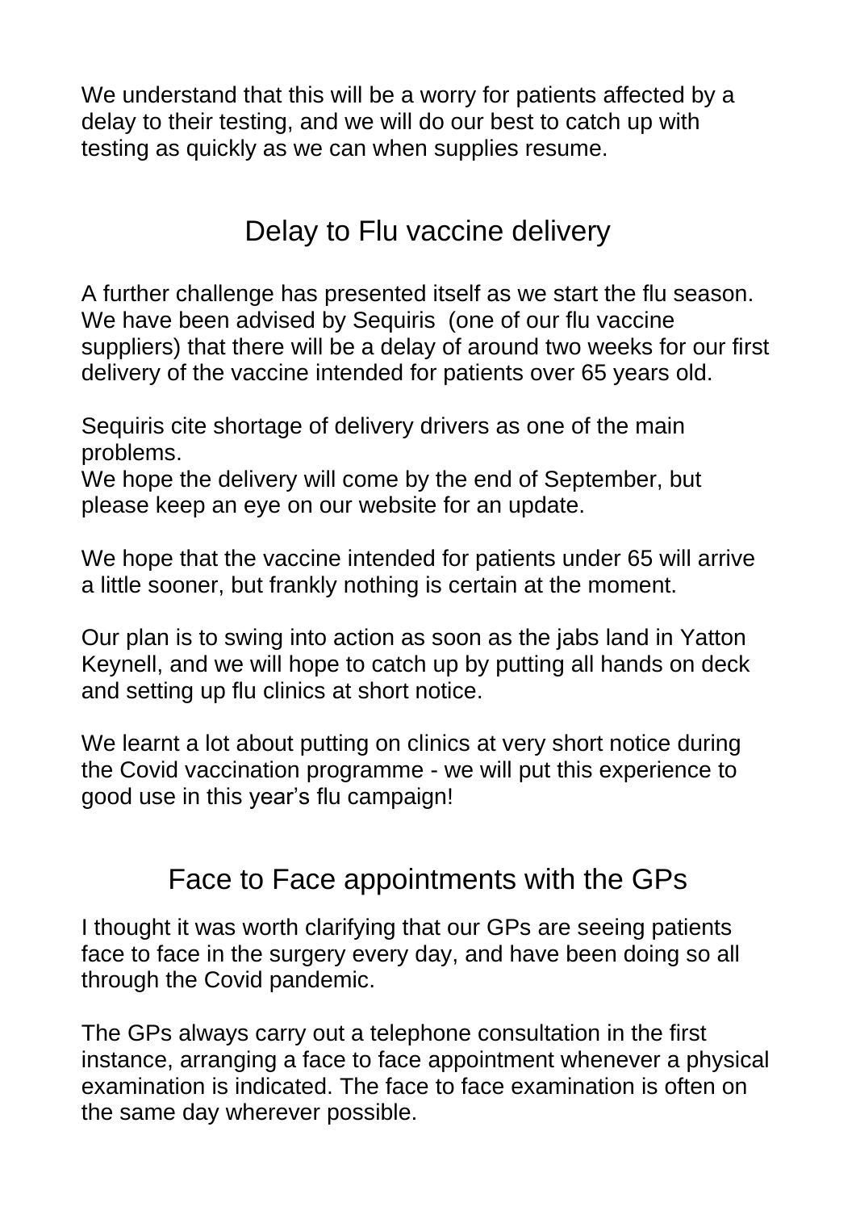We understand that this will be a worry for patients affected by a delay to their testing, and we will do our best to catch up with testing as quickly as we can when supplies resume.

## Delay to Flu vaccine delivery

A further challenge has presented itself as we start the flu season. We have been advised by Sequiris (one of our flu vaccine suppliers) that there will be a delay of around two weeks for our first delivery of the vaccine intended for patients over 65 years old.

Sequiris cite shortage of delivery drivers as one of the main problems.
We hope the delivery will come by the end of September, but please keep an eye on our website for an update.

We hope that the vaccine intended for patients under 65 will arrive a little sooner, but frankly nothing is certain at the moment.

Our plan is to swing into action as soon as the jabs land in Yatton Keynell, and we will hope to catch up by putting all hands on deck and setting up flu clinics at short notice.

We learnt a lot about putting on clinics at very short notice during the Covid vaccination programme - we will put this experience to good use in this year's flu campaign!

## Face to Face appointments with the GPs

I thought it was worth clarifying that our GPs are seeing patients face to face in the surgery every day, and have been doing so all through the Covid pandemic.

The GPs always carry out a telephone consultation in the first instance, arranging a face to face appointment whenever a physical examination is indicated. The face to face examination is often on the same day wherever possible.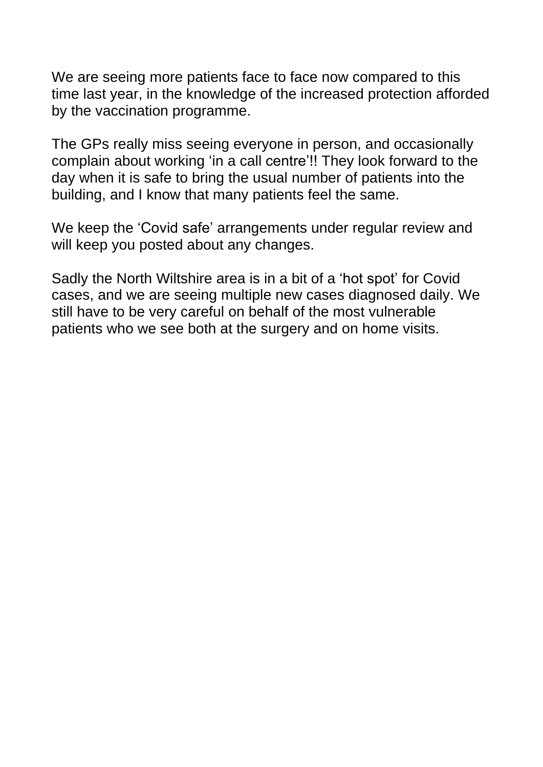We are seeing more patients face to face now compared to this time last year, in the knowledge of the increased protection afforded by the vaccination programme.

The GPs really miss seeing everyone in person, and occasionally complain about working 'in a call centre'!! They look forward to the day when it is safe to bring the usual number of patients into the building, and I know that many patients feel the same.

We keep the 'Covid safe' arrangements under regular review and will keep you posted about any changes.

Sadly the North Wiltshire area is in a bit of a 'hot spot' for Covid cases, and we are seeing multiple new cases diagnosed daily. We still have to be very careful on behalf of the most vulnerable patients who we see both at the surgery and on home visits.